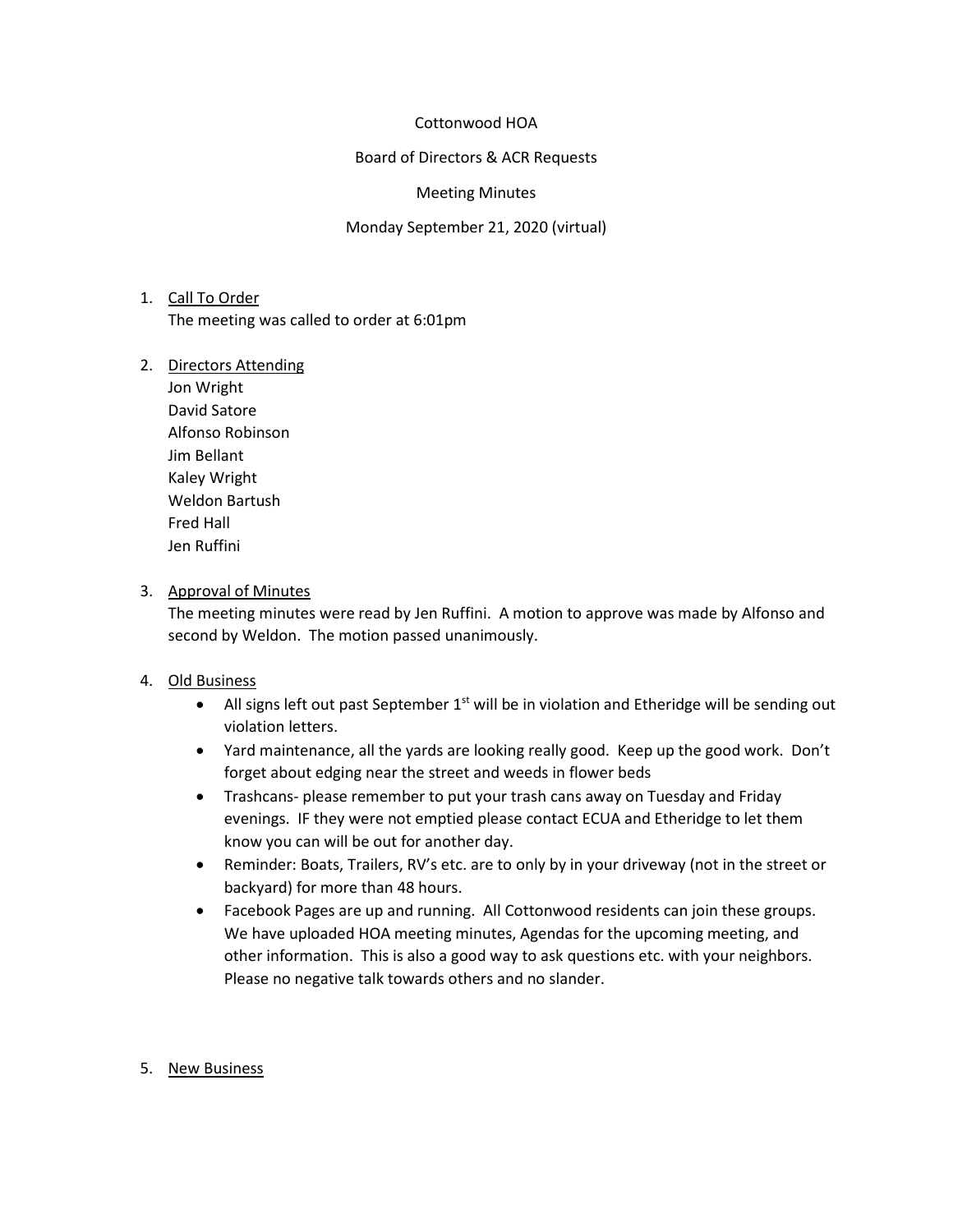Cottonwood HOA

Board of Directors & ACR Requests

Meeting Minutes

Monday September 21, 2020 (virtual)

1. Call To Order

   The meeting was called to order at 6:01pm

2. Directors Attending

   Jon Wright
   David Satore
   Alfonso Robinson
   Jim Bellant
   Kaley Wright
   Weldon Bartush
   Fred Hall
   Jen Ruffini

3. Approval of Minutes

   The meeting minutes were read by Jen Ruffini. A motion to approve was made by Alfonso and second by Weldon. The motion passed unanimously.

4. Old Business
   - All signs left out past September 1st will be in violation and Etheridge will be sending out violation letters.
   - Yard maintenance, all the yards are looking really good. Keep up the good work. Don't forget about edging near the street and weeds in flower beds
   - Trashcans- please remember to put your trash cans away on Tuesday and Friday evenings. IF they were not emptied please contact ECUA and Etheridge to let them know you can will be out for another day.
   - Reminder: Boats, Trailers, RV's etc. are to only by in your driveway (not in the street or backyard) for more than 48 hours.
   - Facebook Pages are up and running. All Cottonwood residents can join these groups. We have uploaded HOA meeting minutes, Agendas for the upcoming meeting, and other information. This is also a good way to ask questions etc. with your neighbors. Please no negative talk towards others and no slander.

5. New Business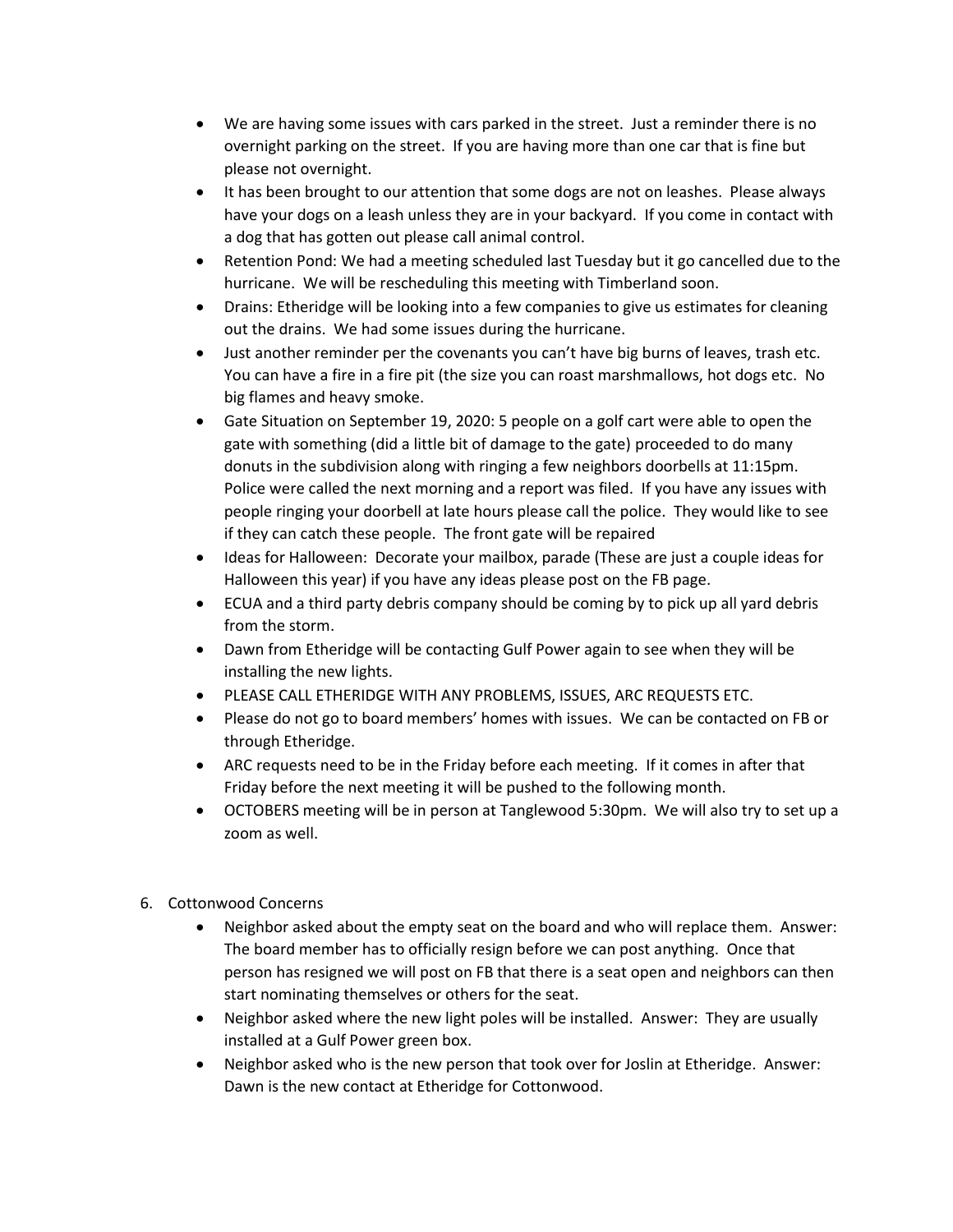- We are having some issues with cars parked in the street. Just a reminder there is no overnight parking on the street. If you are having more than one car that is fine but please not overnight.
- It has been brought to our attention that some dogs are not on leashes. Please always have your dogs on a leash unless they are in your backyard. If you come in contact with a dog that has gotten out please call animal control.
- Retention Pond: We had a meeting scheduled last Tuesday but it go cancelled due to the hurricane. We will be rescheduling this meeting with Timberland soon.
- Drains: Etheridge will be looking into a few companies to give us estimates for cleaning out the drains. We had some issues during the hurricane.
- Just another reminder per the covenants you can't have big burns of leaves, trash etc. You can have a fire in a fire pit (the size you can roast marshmallows, hot dogs etc. No big flames and heavy smoke.
- Gate Situation on September 19, 2020: 5 people on a golf cart were able to open the gate with something (did a little bit of damage to the gate) proceeded to do many donuts in the subdivision along with ringing a few neighbors doorbells at 11:15pm. Police were called the next morning and a report was filed. If you have any issues with people ringing your doorbell at late hours please call the police. They would like to see if they can catch these people. The front gate will be repaired
- Ideas for Halloween: Decorate your mailbox, parade (These are just a couple ideas for Halloween this year) if you have any ideas please post on the FB page.
- ECUA and a third party debris company should be coming by to pick up all yard debris from the storm.
- Dawn from Etheridge will be contacting Gulf Power again to see when they will be installing the new lights.
- PLEASE CALL ETHERIDGE WITH ANY PROBLEMS, ISSUES, ARC REQUESTS ETC.
- Please do not go to board members' homes with issues. We can be contacted on FB or through Etheridge.
- ARC requests need to be in the Friday before each meeting. If it comes in after that Friday before the next meeting it will be pushed to the following month.
- OCTOBERS meeting will be in person at Tanglewood 5:30pm. We will also try to set up a zoom as well.

6. Cottonwood Concerns
   - Neighbor asked about the empty seat on the board and who will replace them. Answer: The board member has to officially resign before we can post anything. Once that person has resigned we will post on FB that there is a seat open and neighbors can then start nominating themselves or others for the seat.
   - Neighbor asked where the new light poles will be installed. Answer: They are usually installed at a Gulf Power green box.
   - Neighbor asked who is the new person that took over for Joslin at Etheridge. Answer: Dawn is the new contact at Etheridge for Cottonwood.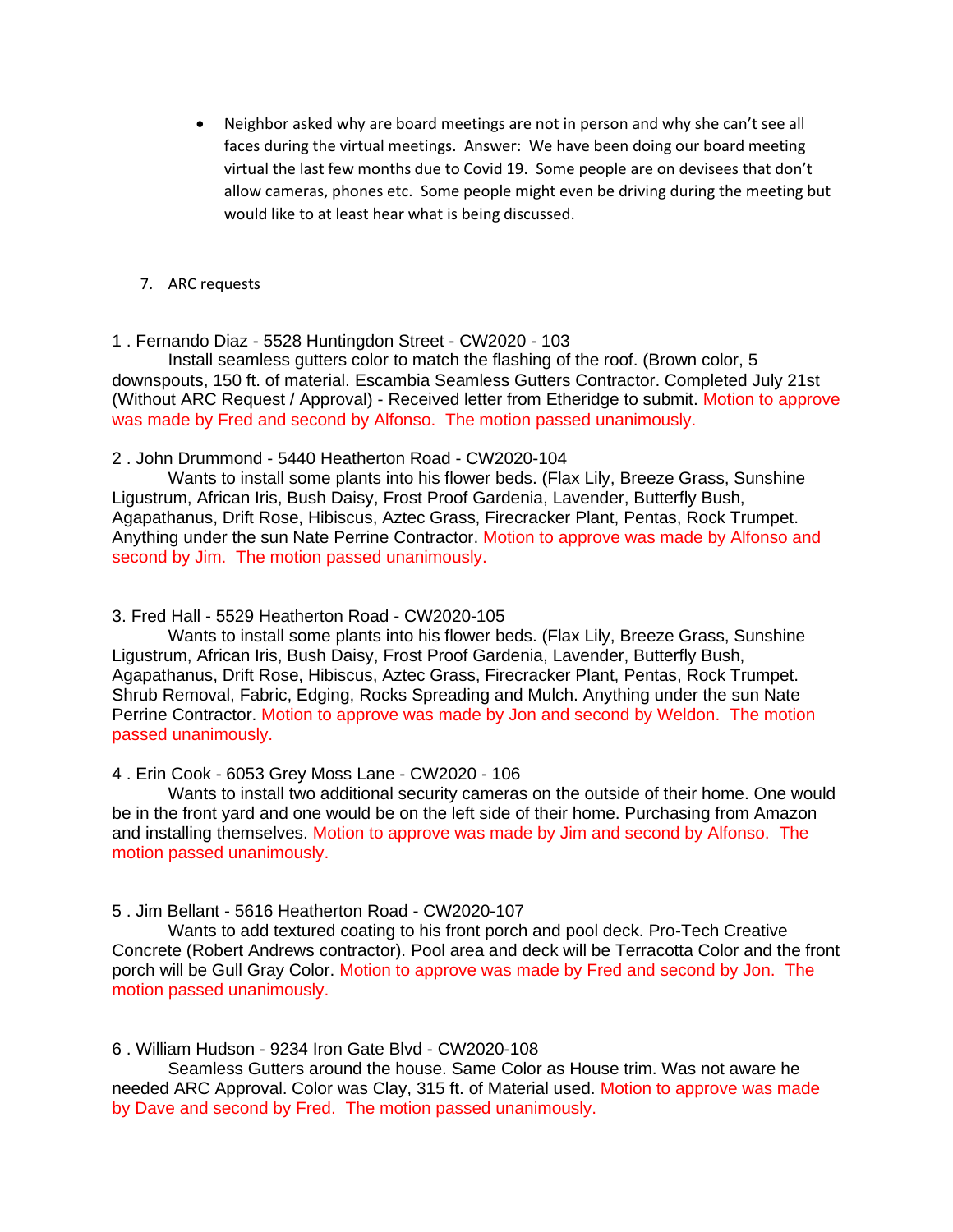- Neighbor asked why are board meetings are not in person and why she can't see all faces during the virtual meetings. Answer: We have been doing our board meeting virtual the last few months due to Covid 19. Some people are on devisees that don't allow cameras, phones etc. Some people might even be driving during the meeting but would like to at least hear what is being discussed.

7. ARC requests

1 . Fernando Diaz - 5528 Huntingdon Street - CW2020 - 103

Install seamless gutters color to match the flashing of the roof. (Brown color, 5 downspouts, 150 ft. of material. Escambia Seamless Gutters Contractor. Completed July 21st (Without ARC Request / Approval) - Received letter from Etheridge to submit. Motion to approve was made by Fred and second by Alfonso. The motion passed unanimously.

2 . John Drummond - 5440 Heatherton Road - CW2020-104

Wants to install some plants into his flower beds. (Flax Lily, Breeze Grass, Sunshine Ligustrum, African Iris, Bush Daisy, Frost Proof Gardenia, Lavender, Butterfly Bush, Agapathanus, Drift Rose, Hibiscus, Aztec Grass, Firecracker Plant, Pentas, Rock Trumpet. Anything under the sun Nate Perrine Contractor. Motion to approve was made by Alfonso and second by Jim. The motion passed unanimously.

3. Fred Hall - 5529 Heatherton Road - CW2020-105

Wants to install some plants into his flower beds. (Flax Lily, Breeze Grass, Sunshine Ligustrum, African Iris, Bush Daisy, Frost Proof Gardenia, Lavender, Butterfly Bush, Agapathanus, Drift Rose, Hibiscus, Aztec Grass, Firecracker Plant, Pentas, Rock Trumpet. Shrub Removal, Fabric, Edging, Rocks Spreading and Mulch. Anything under the sun Nate Perrine Contractor. Motion to approve was made by Jon and second by Weldon. The motion passed unanimously.

4 . Erin Cook - 6053 Grey Moss Lane - CW2020 - 106

Wants to install two additional security cameras on the outside of their home. One would be in the front yard and one would be on the left side of their home. Purchasing from Amazon and installing themselves. Motion to approve was made by Jim and second by Alfonso. The motion passed unanimously.

5 . Jim Bellant - 5616 Heatherton Road - CW2020-107

Wants to add textured coating to his front porch and pool deck. Pro-Tech Creative Concrete (Robert Andrews contractor). Pool area and deck will be Terracotta Color and the front porch will be Gull Gray Color. Motion to approve was made by Fred and second by Jon. The motion passed unanimously.

6 . William Hudson - 9234 Iron Gate Blvd - CW2020-108

Seamless Gutters around the house. Same Color as House trim. Was not aware he needed ARC Approval. Color was Clay, 315 ft. of Material used. Motion to approve was made by Dave and second by Fred. The motion passed unanimously.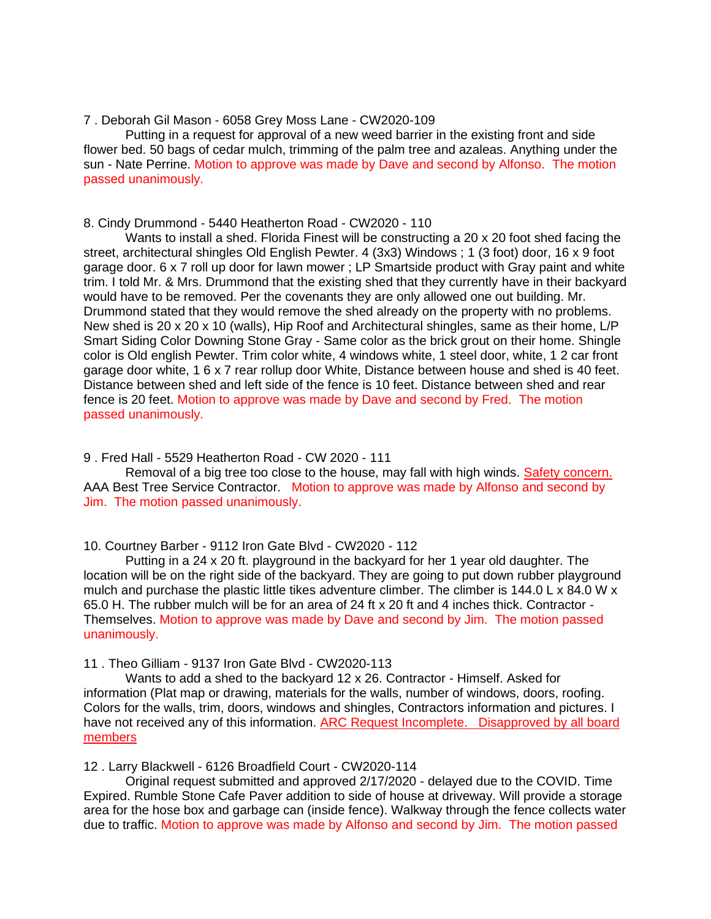7 . Deborah Gil Mason - 6058 Grey Moss Lane - CW2020-109

Putting in a request for approval of a new weed barrier in the existing front and side flower bed. 50 bags of cedar mulch, trimming of the palm tree and azaleas. Anything under the sun - Nate Perrine. Motion to approve was made by Dave and second by Alfonso. The motion passed unanimously.

8. Cindy Drummond - 5440 Heatherton Road - CW2020 - 110

Wants to install a shed. Florida Finest will be constructing a 20 x 20 foot shed facing the street, architectural shingles Old English Pewter. 4 (3x3) Windows ; 1 (3 foot) door, 16 x 9 foot garage door. 6 x 7 roll up door for lawn mower ; LP Smartside product with Gray paint and white trim. I told Mr. & Mrs. Drummond that the existing shed that they currently have in their backyard would have to be removed. Per the covenants they are only allowed one out building. Mr. Drummond stated that they would remove the shed already on the property with no problems. New shed is 20 x 20 x 10 (walls), Hip Roof and Architectural shingles, same as their home, L/P Smart Siding Color Downing Stone Gray - Same color as the brick grout on their home. Shingle color is Old english Pewter. Trim color white, 4 windows white, 1 steel door, white, 1 2 car front garage door white, 1 6 x 7 rear rollup door White, Distance between house and shed is 40 feet. Distance between shed and left side of the fence is 10 feet. Distance between shed and rear fence is 20 feet. Motion to approve was made by Dave and second by Fred. The motion passed unanimously.

9 . Fred Hall - 5529 Heatherton Road - CW 2020 - 111

Removal of a big tree too close to the house, may fall with high winds. Safety concern. AAA Best Tree Service Contractor. Motion to approve was made by Alfonso and second by Jim. The motion passed unanimously.

10. Courtney Barber - 9112 Iron Gate Blvd - CW2020 - 112

Putting in a 24 x 20 ft. playground in the backyard for her 1 year old daughter. The location will be on the right side of the backyard. They are going to put down rubber playground mulch and purchase the plastic little tikes adventure climber. The climber is 144.0 L x 84.0 W x 65.0 H. The rubber mulch will be for an area of 24 ft x 20 ft and 4 inches thick. Contractor - Themselves. Motion to approve was made by Dave and second by Jim. The motion passed unanimously.

11 . Theo Gilliam - 9137 Iron Gate Blvd - CW2020-113

Wants to add a shed to the backyard 12 x 26. Contractor - Himself. Asked for information (Plat map or drawing, materials for the walls, number of windows, doors, roofing. Colors for the walls, trim, doors, windows and shingles, Contractors information and pictures. I have not received any of this information. ARC Request Incomplete. Disapproved by all board members

12 . Larry Blackwell - 6126 Broadfield Court - CW2020-114

Original request submitted and approved 2/17/2020 - delayed due to the COVID. Time Expired. Rumble Stone Cafe Paver addition to side of house at driveway. Will provide a storage area for the hose box and garbage can (inside fence). Walkway through the fence collects water due to traffic. Motion to approve was made by Alfonso and second by Jim. The motion passed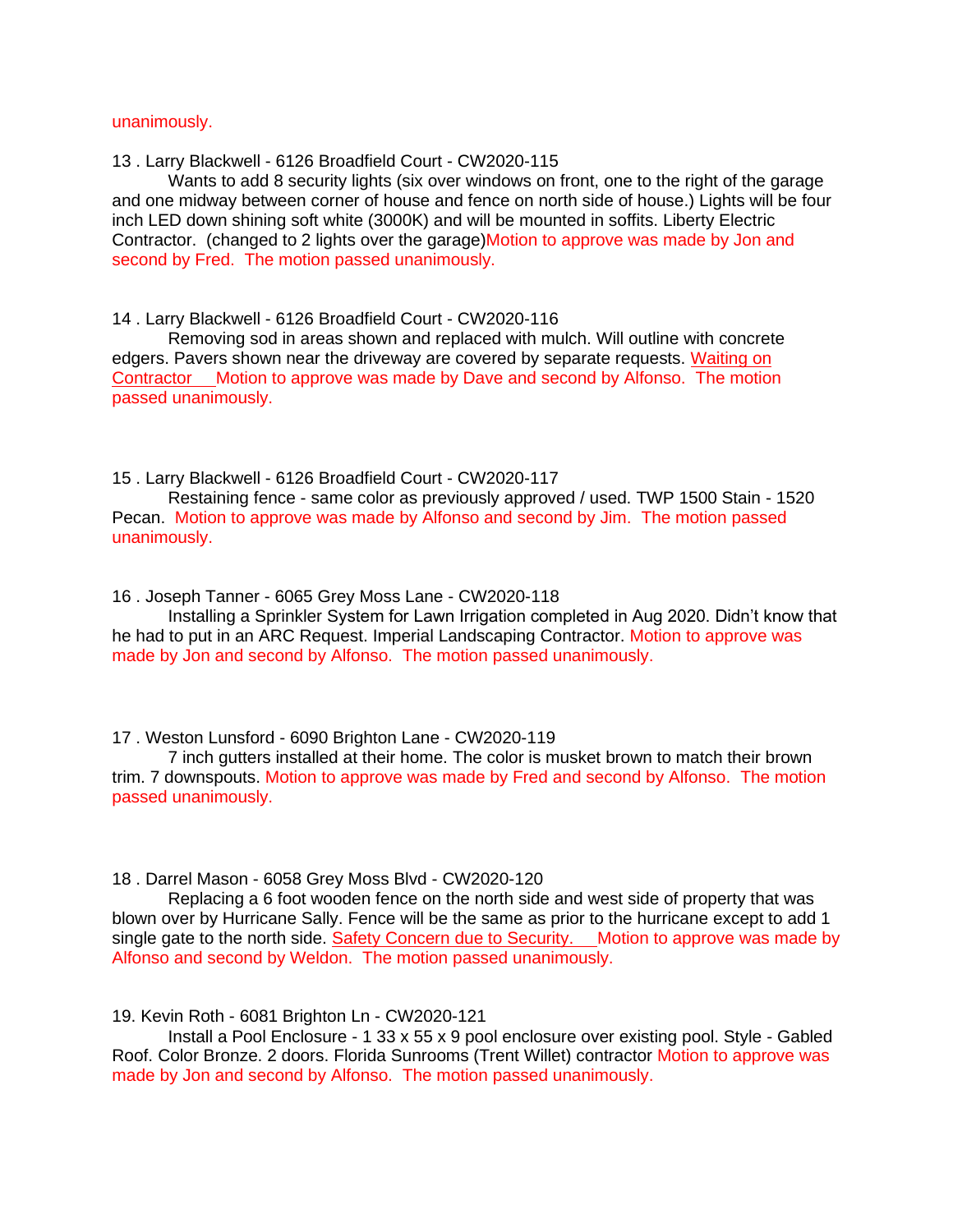unanimously.

13 . Larry Blackwell - 6126 Broadfield Court - CW2020-115

Wants to add 8 security lights (six over windows on front, one to the right of the garage and one midway between corner of house and fence on north side of house.) Lights will be four inch LED down shining soft white (3000K) and will be mounted in soffits. Liberty Electric Contractor. (changed to 2 lights over the garage)Motion to approve was made by Jon and second by Fred. The motion passed unanimously.

14 . Larry Blackwell - 6126 Broadfield Court - CW2020-116

Removing sod in areas shown and replaced with mulch. Will outline with concrete edgers. Pavers shown near the driveway are covered by separate requests. Waiting on Contractor Motion to approve was made by Dave and second by Alfonso. The motion passed unanimously.

15 . Larry Blackwell - 6126 Broadfield Court - CW2020-117

Restaining fence - same color as previously approved / used. TWP 1500 Stain - 1520 Pecan. Motion to approve was made by Alfonso and second by Jim. The motion passed unanimously.

16 . Joseph Tanner - 6065 Grey Moss Lane - CW2020-118

Installing a Sprinkler System for Lawn Irrigation completed in Aug 2020. Didn't know that he had to put in an ARC Request. Imperial Landscaping Contractor. Motion to approve was made by Jon and second by Alfonso. The motion passed unanimously.

17 . Weston Lunsford - 6090 Brighton Lane - CW2020-119

7 inch gutters installed at their home. The color is musket brown to match their brown trim. 7 downspouts. Motion to approve was made by Fred and second by Alfonso. The motion passed unanimously.

18 . Darrel Mason - 6058 Grey Moss Blvd - CW2020-120

Replacing a 6 foot wooden fence on the north side and west side of property that was blown over by Hurricane Sally. Fence will be the same as prior to the hurricane except to add 1 single gate to the north side. Safety Concern due to Security. Motion to approve was made by Alfonso and second by Weldon. The motion passed unanimously.

19. Kevin Roth - 6081 Brighton Ln - CW2020-121

Install a Pool Enclosure - 1 33 x 55 x 9 pool enclosure over existing pool. Style - Gabled Roof. Color Bronze. 2 doors. Florida Sunrooms (Trent Willet) contractor Motion to approve was made by Jon and second by Alfonso. The motion passed unanimously.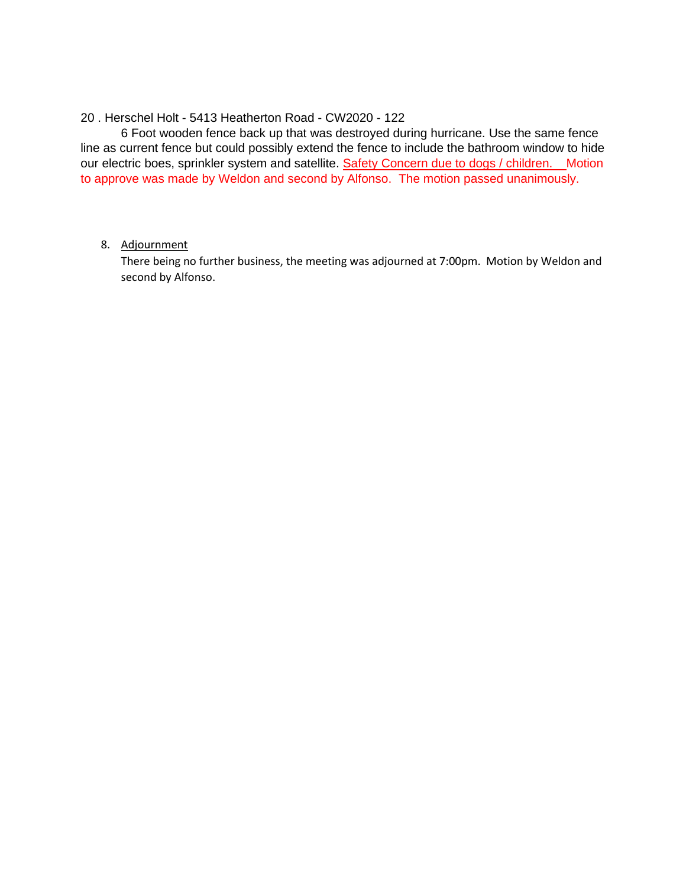20 . Herschel Holt - 5413 Heatherton Road - CW2020 - 122

6 Foot wooden fence back up that was destroyed during hurricane. Use the same fence line as current fence but could possibly extend the fence to include the bathroom window to hide our electric boes, sprinkler system and satellite. Safety Concern due to dogs / children. Motion to approve was made by Weldon and second by Alfonso. The motion passed unanimously.

8. Adjournment

   There being no further business, the meeting was adjourned at 7:00pm. Motion by Weldon and second by Alfonso.